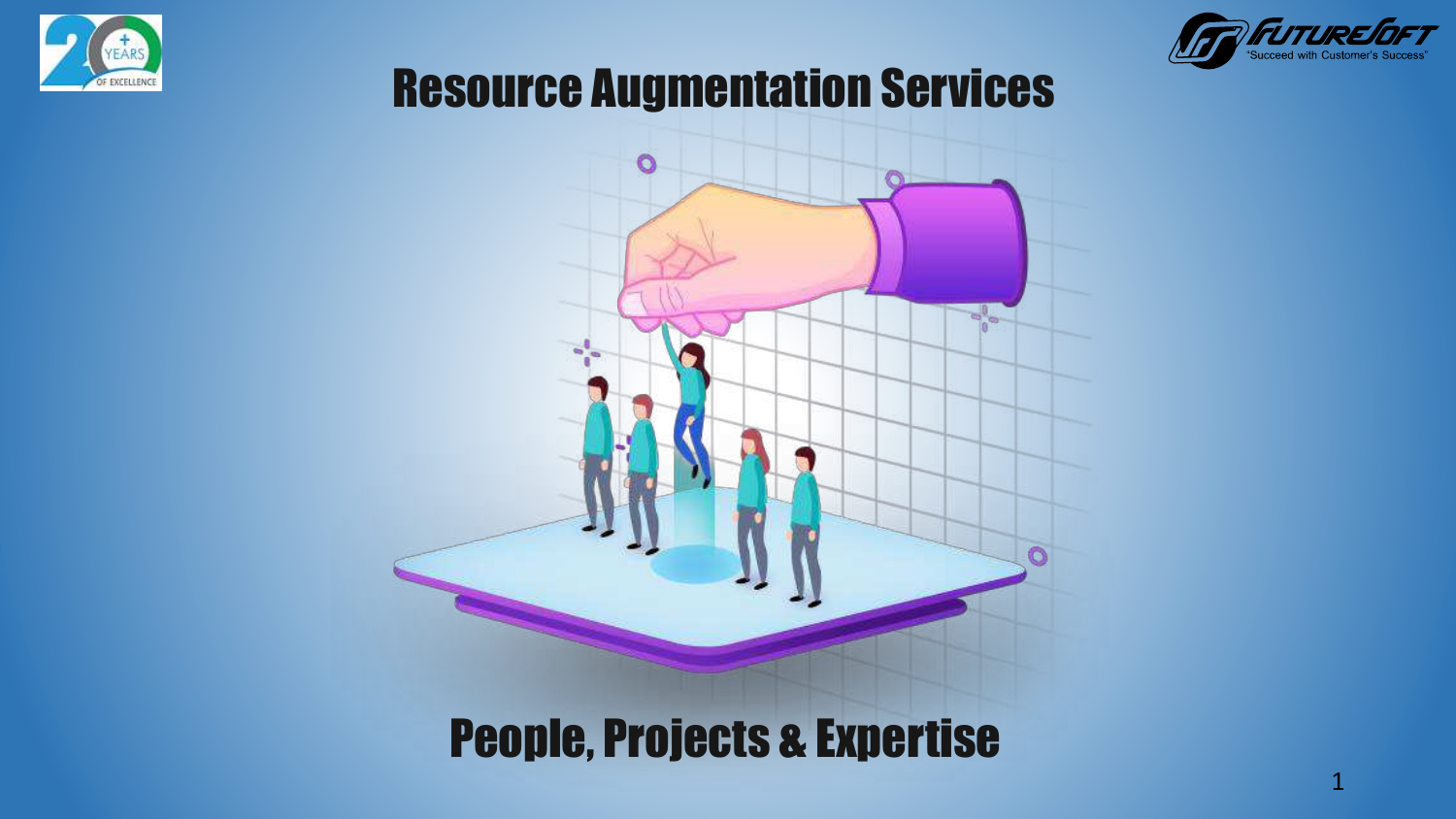# Resource Augmentation Services

## People, Projects & Expertise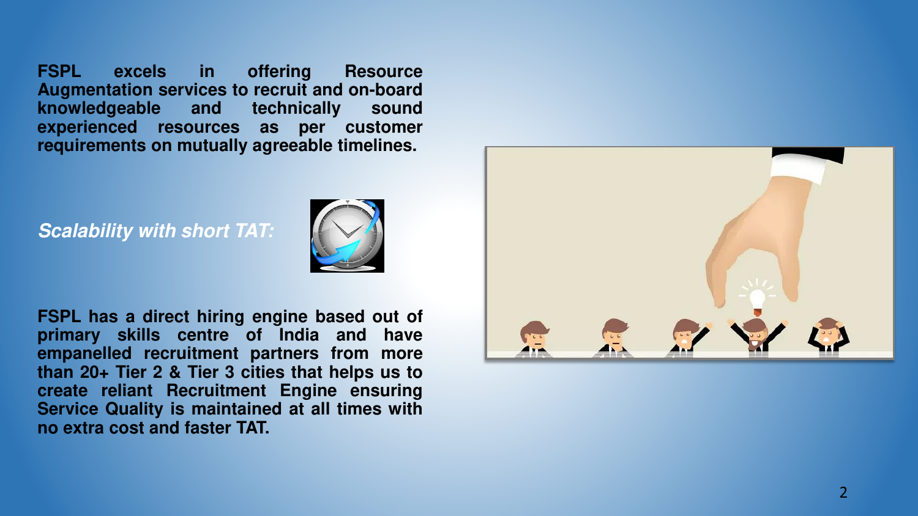**FSPL excels in offering Resource Augmentation services to recruit and on-board knowledgeable and technically sound experienced resources as per customer requirements on mutually agreeable timelines.**

***Scalability with short TAT:***

**FSPL has a direct hiring engine based out of primary skills centre of India and have empanelled recruitment partners from more than 20+ Tier 2 & Tier 3 cities that helps us to create reliant Recruitment Engine ensuring Service Quality is maintained at all times with no extra cost and faster TAT.**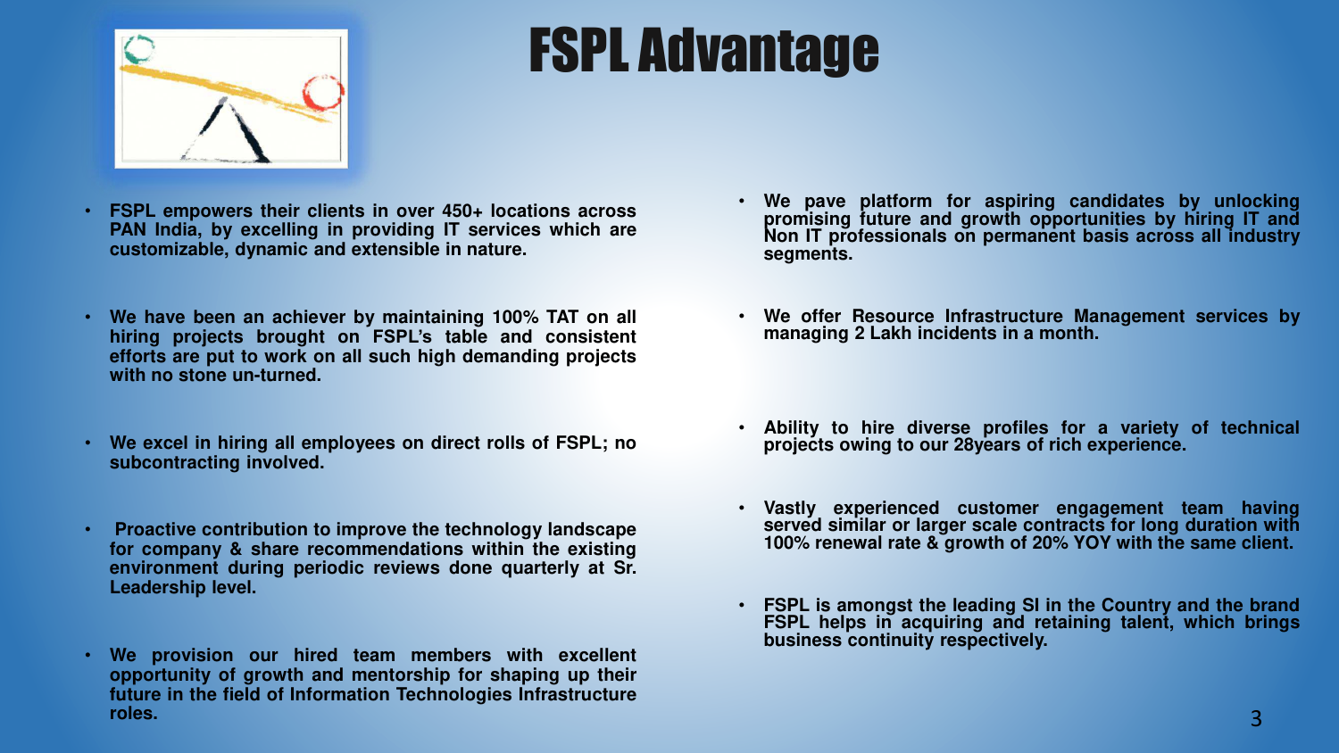# FSPL Advantage

- **FSPL empowers their clients in over 450+ locations across PAN India, by excelling in providing IT services which are customizable, dynamic and extensible in nature.**
- **We have been an achiever by maintaining 100% TAT on all hiring projects brought on FSPL's table and consistent efforts are put to work on all such high demanding projects with no stone un-turned.**
- **We excel in hiring all employees on direct rolls of FSPL; no subcontracting involved.**
- **Proactive contribution to improve the technology landscape for company & share recommendations within the existing environment during periodic reviews done quarterly at Sr. Leadership level.**
- **We provision our hired team members with excellent opportunity of growth and mentorship for shaping up their future in the field of Information Technologies Infrastructure roles.**
- **We pave platform for aspiring candidates by unlocking promising future and growth opportunities by hiring IT and Non IT professionals on permanent basis across all industry segments.**
- **We offer Resource Infrastructure Management services by managing 2 Lakh incidents in a month.**
- **Ability to hire diverse profiles for a variety of technical projects owing to our 28years of rich experience.**
- **Vastly experienced customer engagement team having served similar or larger scale contracts for long duration with 100% renewal rate & growth of 20% YOY with the same client.**
- **FSPL is amongst the leading SI in the Country and the brand FSPL helps in acquiring and retaining talent, which brings business continuity respectively.**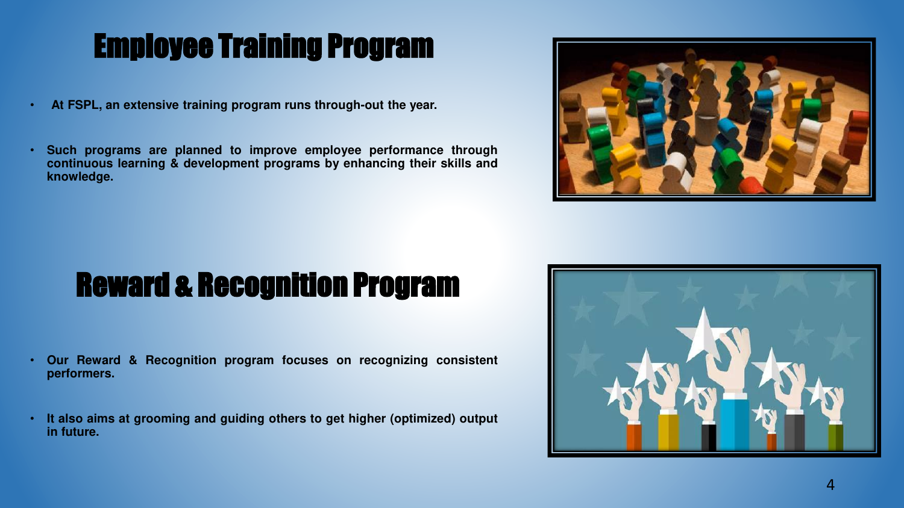## Employee Training Program

- At FSPL, an extensive training program runs through-out the year.
- Such programs are planned to improve employee performance through continuous learning & development programs by enhancing their skills and knowledge.

## Reward & Recognition Program

- Our Reward & Recognition program focuses on recognizing consistent performers.
- It also aims at grooming and guiding others to get higher (optimized) output in future.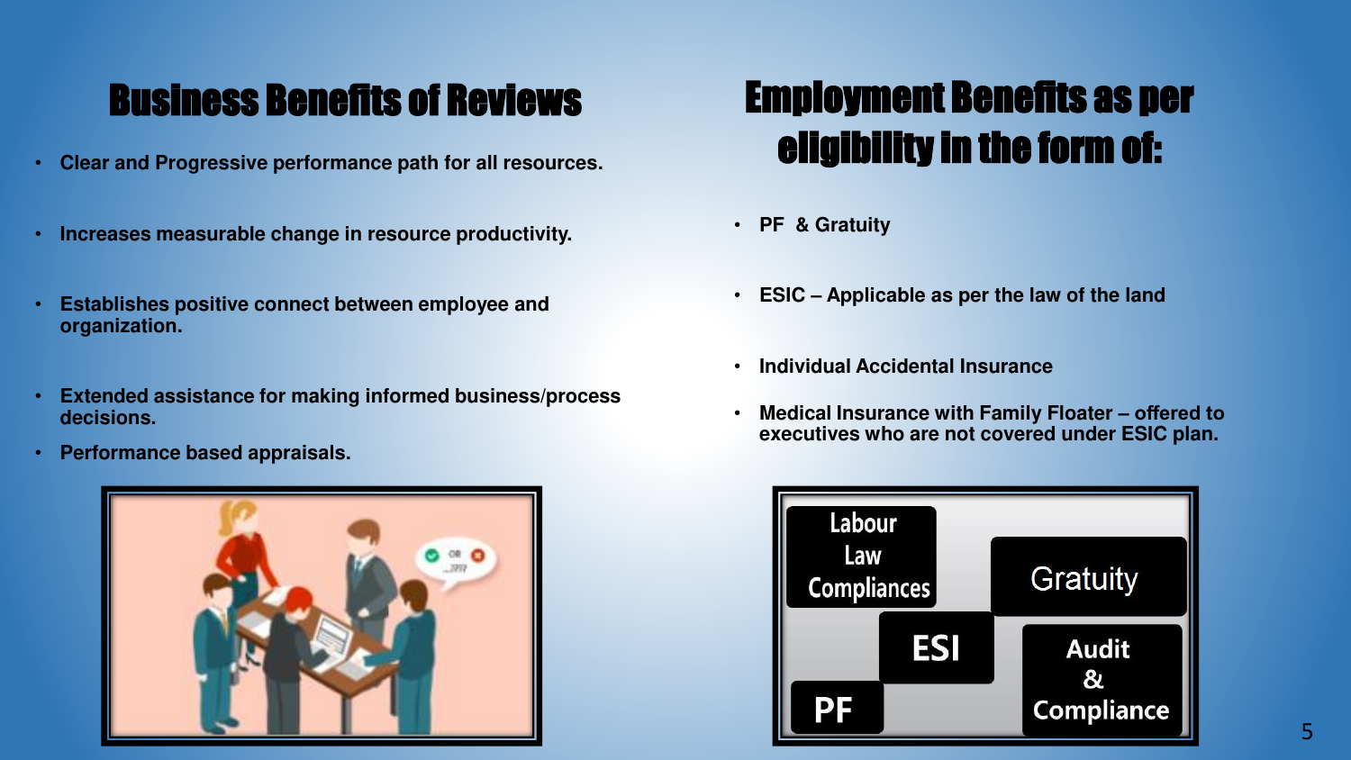## Business Benefits of Reviews

- Clear and Progressive performance path for all resources.
- Increases measurable change in resource productivity.
- Establishes positive connect between employee and organization.
- Extended assistance for making informed business/process decisions.
- Performance based appraisals.

## Employment Benefits as per eligibility in the form of:

- PF & Gratuity
- ESIC – Applicable as per the law of the land
- Individual Accidental Insurance
- Medical Insurance with Family Floater – offered to executives who are not covered under ESIC plan.

Labour Law Compliances

Gratuity

ESI

Audit & Compliance

PF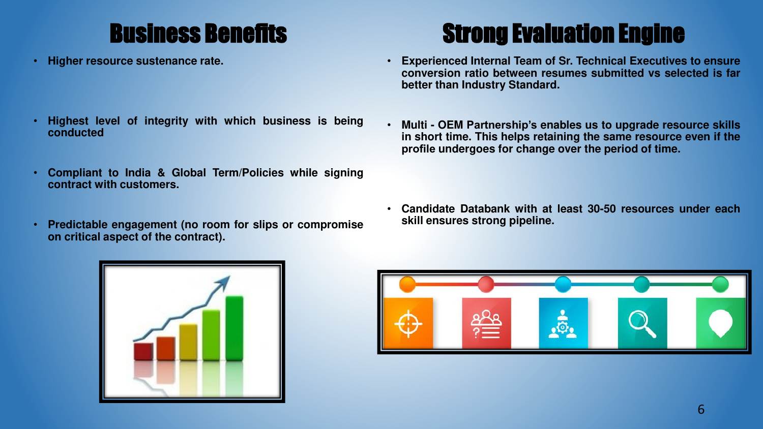## Business Benefits

- **Higher resource sustenance rate.**
- **Highest level of integrity with which business is being conducted**
- **Compliant to India & Global Term/Policies while signing contract with customers.**
- **Predictable engagement (no room for slips or compromise on critical aspect of the contract).**

## Strong Evaluation Engine

- **Experienced Internal Team of Sr. Technical Executives to ensure conversion ratio between resumes submitted vs selected is far better than Industry Standard.**
- **Multi - OEM Partnership's enables us to upgrade resource skills in short time. This helps retaining the same resource even if the profile undergoes for change over the period of time.**
- **Candidate Databank with at least 30-50 resources under each skill ensures strong pipeline.**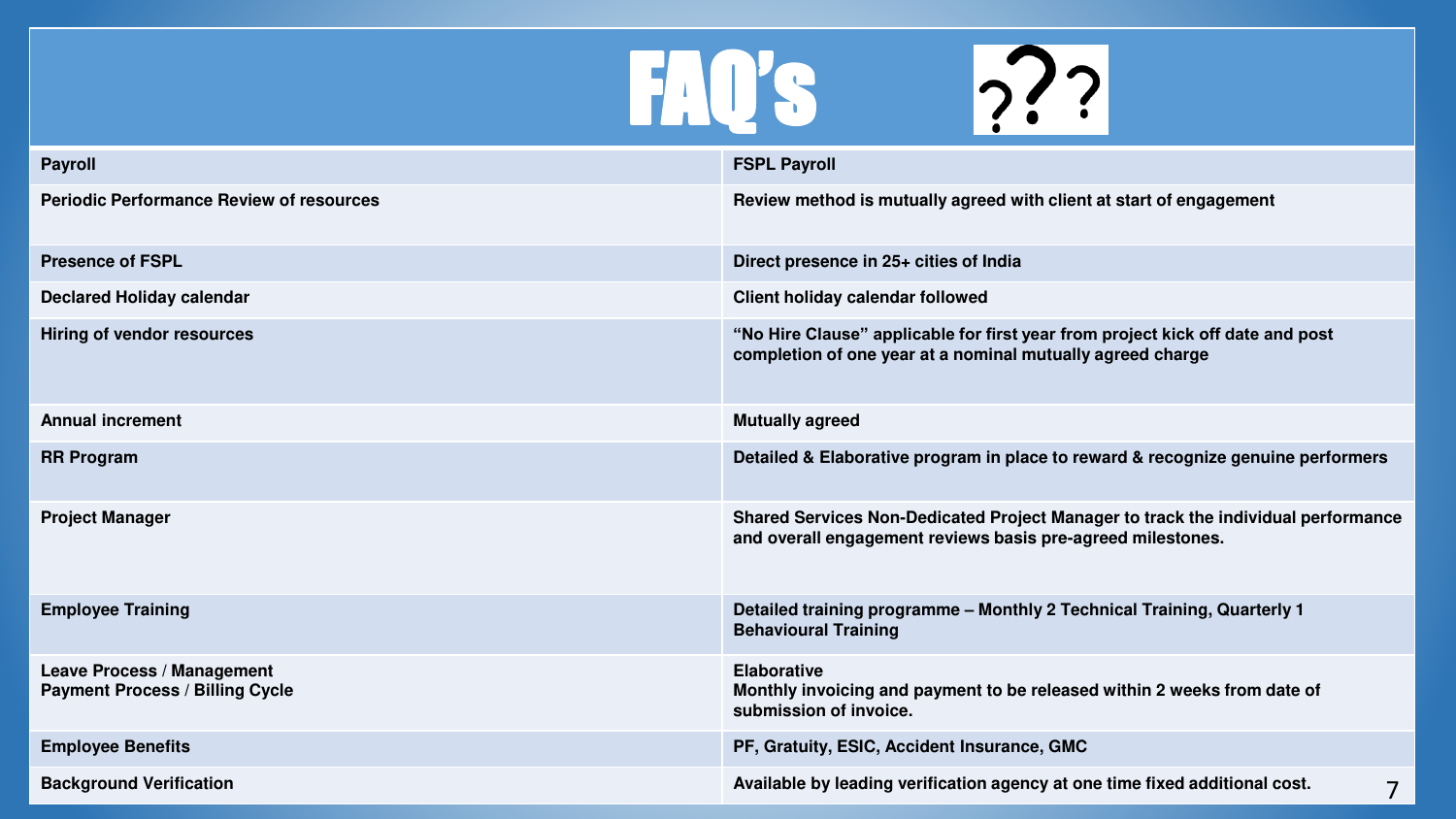# FAQ's

| Payroll | FSPL Payroll |
|---|---|
| Periodic Performance Review of resources | Review method is mutually agreed with client at start of engagement |
| Presence of FSPL | Direct presence in 25+ cities of India |
| Declared Holiday calendar | Client holiday calendar followed |
| Hiring of vendor resources | “No Hire Clause” applicable for first year from project kick off date and post completion of one year at a nominal mutually agreed charge |
| Annual increment | Mutually agreed |
| RR Program | Detailed & Elaborative program in place to reward & recognize genuine performers |
| Project Manager | Shared Services Non-Dedicated Project Manager to track the individual performance and overall engagement reviews basis pre-agreed milestones. |
| Employee Training | Detailed training programme – Monthly 2 Technical Training, Quarterly 1 Behavioural Training |
| Leave Process / Management<br>Payment Process / Billing Cycle | Elaborative<br>Monthly invoicing and payment to be released within 2 weeks from date of submission of invoice. |
| Employee Benefits | PF, Gratuity, ESIC, Accident Insurance, GMC |
| Background Verification | Available by leading verification agency at one time fixed additional cost. |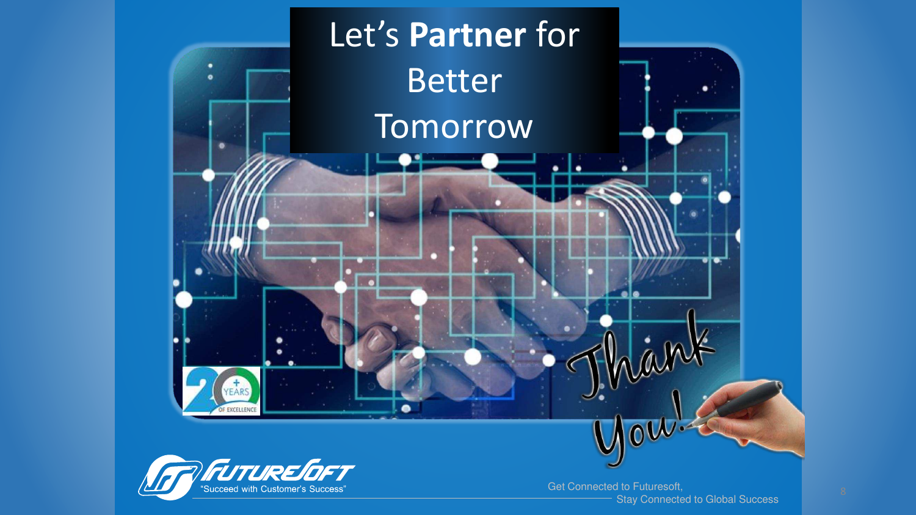# Let's **Partner** for Better Tomorrow

20+ YEARS OF EXCELLENCE

Thank You!

FUTURESOFT
"Succeed with Customer's Success"

Get Connected to Futuresoft,
Stay Connected to Global Success